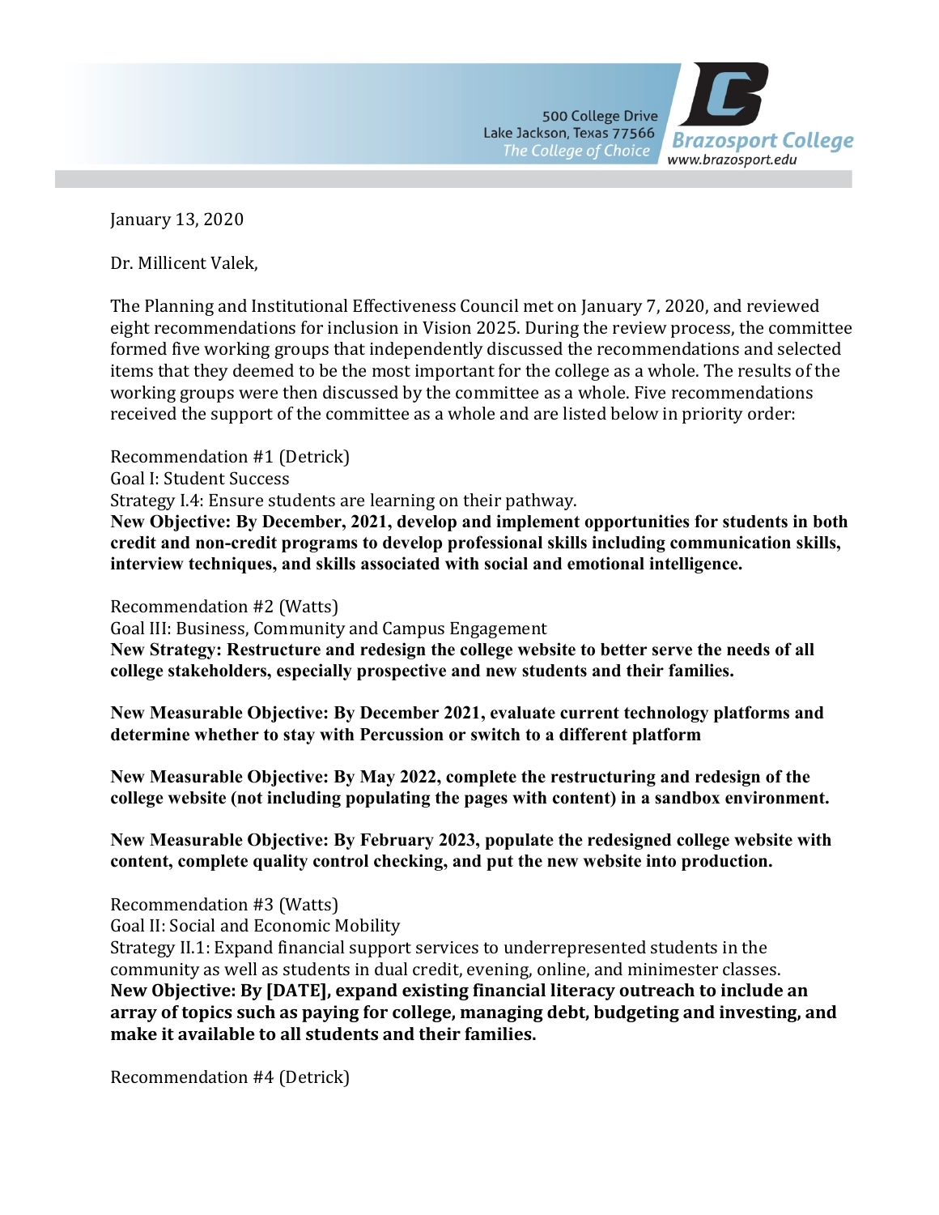500 College Drive
Lake Jackson, Texas 77566
*The College of Choice*

**Brazosport College**
www.brazosport.edu

January 13, 2020

Dr. Millicent Valek,

The Planning and Institutional Effectiveness Council met on January 7, 2020, and reviewed eight recommendations for inclusion in Vision 2025. During the review process, the committee formed five working groups that independently discussed the recommendations and selected items that they deemed to be the most important for the college as a whole. The results of the working groups were then discussed by the committee as a whole. Five recommendations received the support of the committee as a whole and are listed below in priority order:

Recommendation #1 (Detrick)
Goal I: Student Success
Strategy I.4: Ensure students are learning on their pathway.
**New Objective: By December, 2021, develop and implement opportunities for students in both credit and non-credit programs to develop professional skills including communication skills, interview techniques, and skills associated with social and emotional intelligence.**

Recommendation #2 (Watts)
Goal III: Business, Community and Campus Engagement
**New Strategy: Restructure and redesign the college website to better serve the needs of all college stakeholders, especially prospective and new students and their families.**

**New Measurable Objective: By December 2021, evaluate current technology platforms and determine whether to stay with Percussion or switch to a different platform**

**New Measurable Objective: By May 2022, complete the restructuring and redesign of the college website (not including populating the pages with content) in a sandbox environment.**

**New Measurable Objective: By February 2023, populate the redesigned college website with content, complete quality control checking, and put the new website into production.**

Recommendation #3 (Watts)
Goal II: Social and Economic Mobility
Strategy II.1: Expand financial support services to underrepresented students in the community as well as students in dual credit, evening, online, and minimester classes.
**New Objective: By [DATE], expand existing financial literacy outreach to include an array of topics such as paying for college, managing debt, budgeting and investing, and make it available to all students and their families.**

Recommendation #4 (Detrick)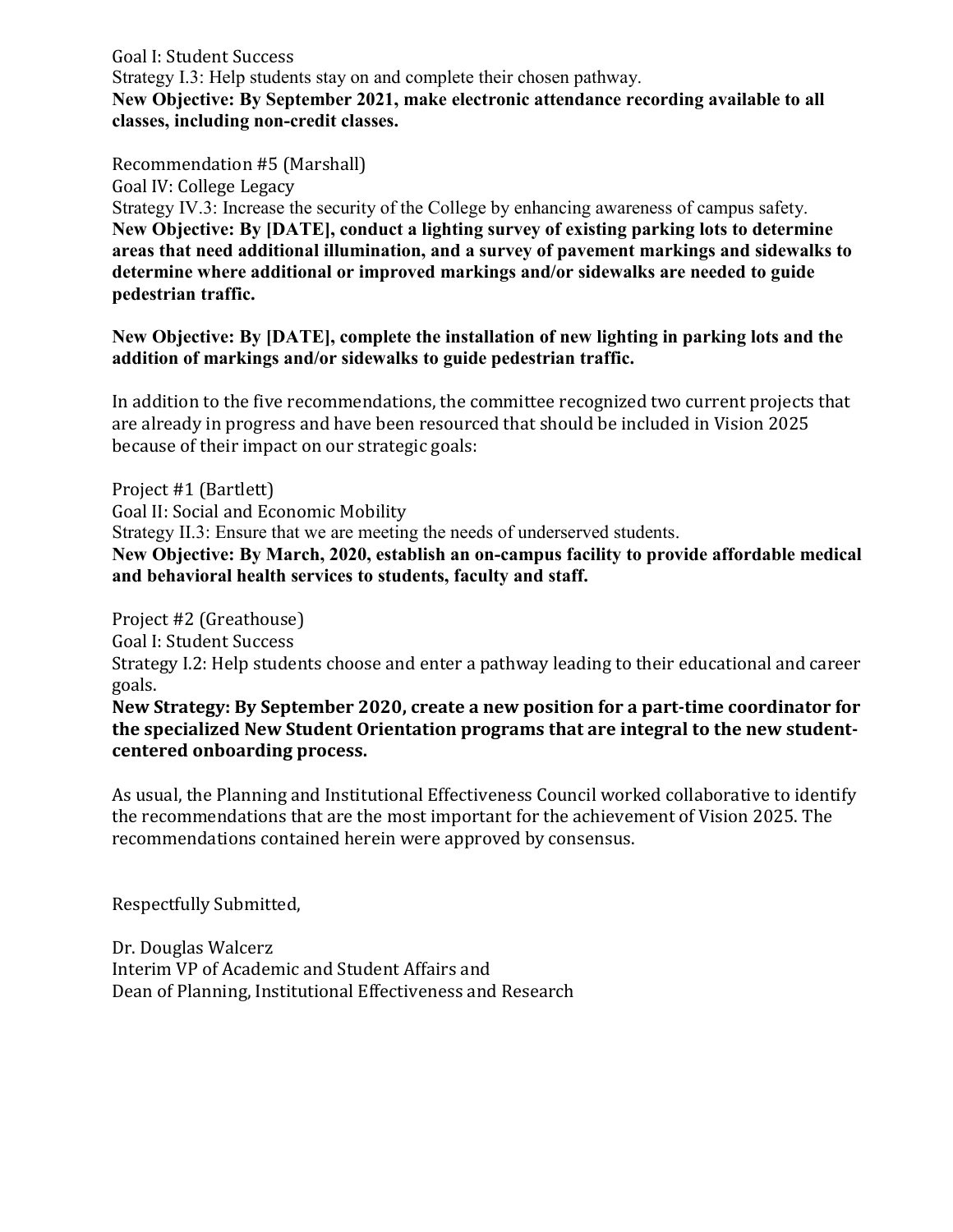Goal I: Student Success
Strategy I.3: Help students stay on and complete their chosen pathway.
**New Objective: By September 2021, make electronic attendance recording available to all classes, including non-credit classes.**

Recommendation #5 (Marshall)
Goal IV: College Legacy
Strategy IV.3: Increase the security of the College by enhancing awareness of campus safety.
**New Objective: By [DATE], conduct a lighting survey of existing parking lots to determine areas that need additional illumination, and a survey of pavement markings and sidewalks to determine where additional or improved markings and/or sidewalks are needed to guide pedestrian traffic.**

**New Objective: By [DATE], complete the installation of new lighting in parking lots and the addition of markings and/or sidewalks to guide pedestrian traffic.**

In addition to the five recommendations, the committee recognized two current projects that are already in progress and have been resourced that should be included in Vision 2025 because of their impact on our strategic goals:

Project #1 (Bartlett)
Goal II: Social and Economic Mobility
Strategy II.3: Ensure that we are meeting the needs of underserved students.
**New Objective: By March, 2020, establish an on-campus facility to provide affordable medical and behavioral health services to students, faculty and staff.**

Project #2 (Greathouse)
Goal I: Student Success
Strategy I.2: Help students choose and enter a pathway leading to their educational and career goals.
**New Strategy: By September 2020, create a new position for a part-time coordinator for the specialized New Student Orientation programs that are integral to the new student-centered onboarding process.**

As usual, the Planning and Institutional Effectiveness Council worked collaborative to identify the recommendations that are the most important for the achievement of Vision 2025. The recommendations contained herein were approved by consensus.

Respectfully Submitted,

Dr. Douglas Walcerz
Interim VP of Academic and Student Affairs and
Dean of Planning, Institutional Effectiveness and Research